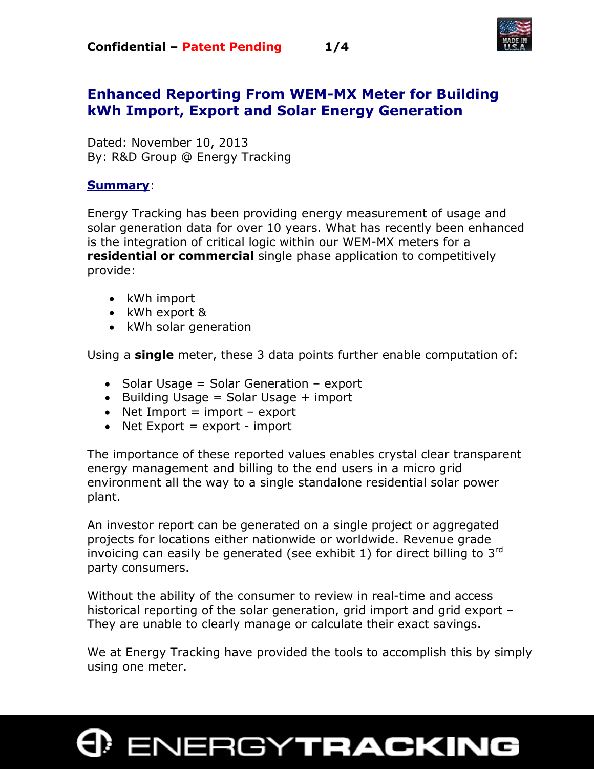Confidential – Patent Pending

# Enhanced Reporting From WEM-MX Meter for Building kWh Import, Export and Solar Energy Generation

Dated: November 10, 2013
By: R&D Group @ Energy Tracking

## Summary:

Energy Tracking has been providing energy measurement of usage and solar generation data for over 10 years. What has recently been enhanced is the integration of critical logic within our WEM-MX meters for a **residential or commercial** single phase application to competitively provide:

- kWh import
- kWh export &
- kWh solar generation

Using a **single** meter, these 3 data points further enable computation of:

- Solar Usage = Solar Generation – export
- Building Usage = Solar Usage + import
- Net Import = import – export
- Net Export = export - import

The importance of these reported values enables crystal clear transparent energy management and billing to the end users in a micro grid environment all the way to a single standalone residential solar power plant.

An investor report can be generated on a single project or aggregated projects for locations either nationwide or worldwide. Revenue grade invoicing can easily be generated (see exhibit 1) for direct billing to 3rd party consumers.

Without the ability of the consumer to review in real-time and access historical reporting of the solar generation, grid import and grid export – They are unable to clearly manage or calculate their exact savings.

We at Energy Tracking have provided the tools to accomplish this by simply using one meter.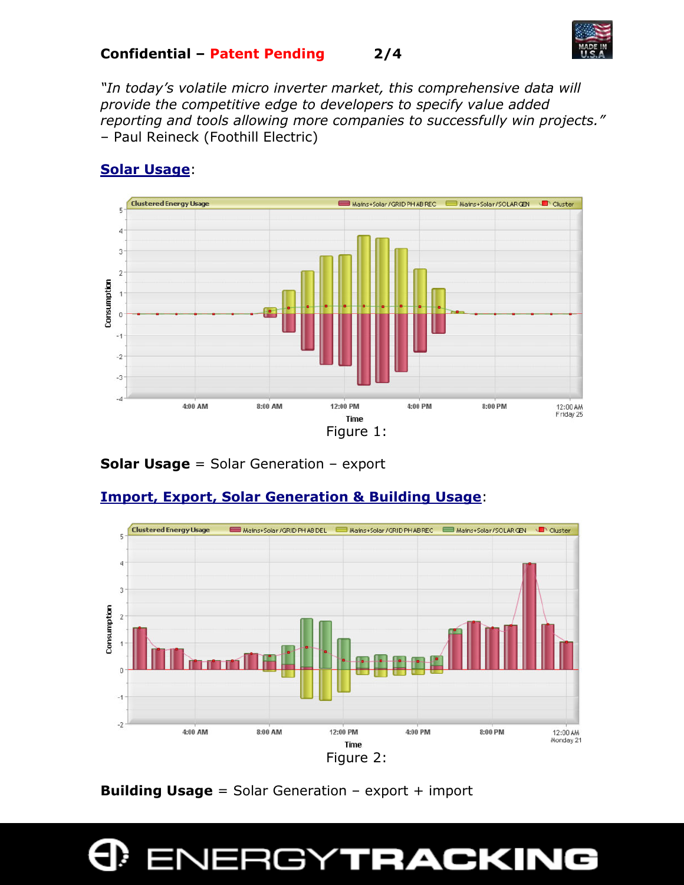*"In today's volatile micro inverter market, this comprehensive data will provide the competitive edge to developers to specify value added reporting and tools allowing more companies to successfully win projects."*
– Paul Reineck (Foothill Electric)

**Solar Usage**:

Figure 1:

**Solar Usage** = Solar Generation – export

**Import, Export, Solar Generation & Building Usage**:

Figure 2:

**Building Usage** = Solar Generation – export + import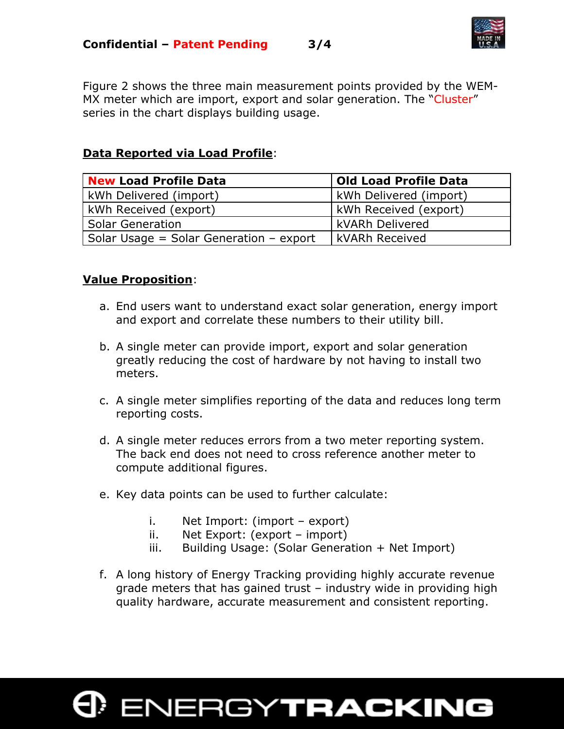Figure 2 shows the three main measurement points provided by the WEM-MX meter which are import, export and solar generation. The "Cluster" series in the chart displays building usage.

**Data Reported via Load Profile**:

| New Load Profile Data | Old Load Profile Data |
| --- | --- |
| kWh Delivered (import) | kWh Delivered (import) |
| kWh Received (export) | kWh Received (export) |
| Solar Generation | kVARh Delivered |
| Solar Usage = Solar Generation – export | kVARh Received |

**Value Proposition**:

a. End users want to understand exact solar generation, energy import and export and correlate these numbers to their utility bill.

b. A single meter can provide import, export and solar generation greatly reducing the cost of hardware by not having to install two meters.

c. A single meter simplifies reporting of the data and reduces long term reporting costs.

d. A single meter reduces errors from a two meter reporting system. The back end does not need to cross reference another meter to compute additional figures.

e. Key data points can be used to further calculate:

   i. Net Import: (import – export)
   ii. Net Export: (export – import)
   iii. Building Usage: (Solar Generation + Net Import)

f. A long history of Energy Tracking providing highly accurate revenue grade meters that has gained trust – industry wide in providing high quality hardware, accurate measurement and consistent reporting.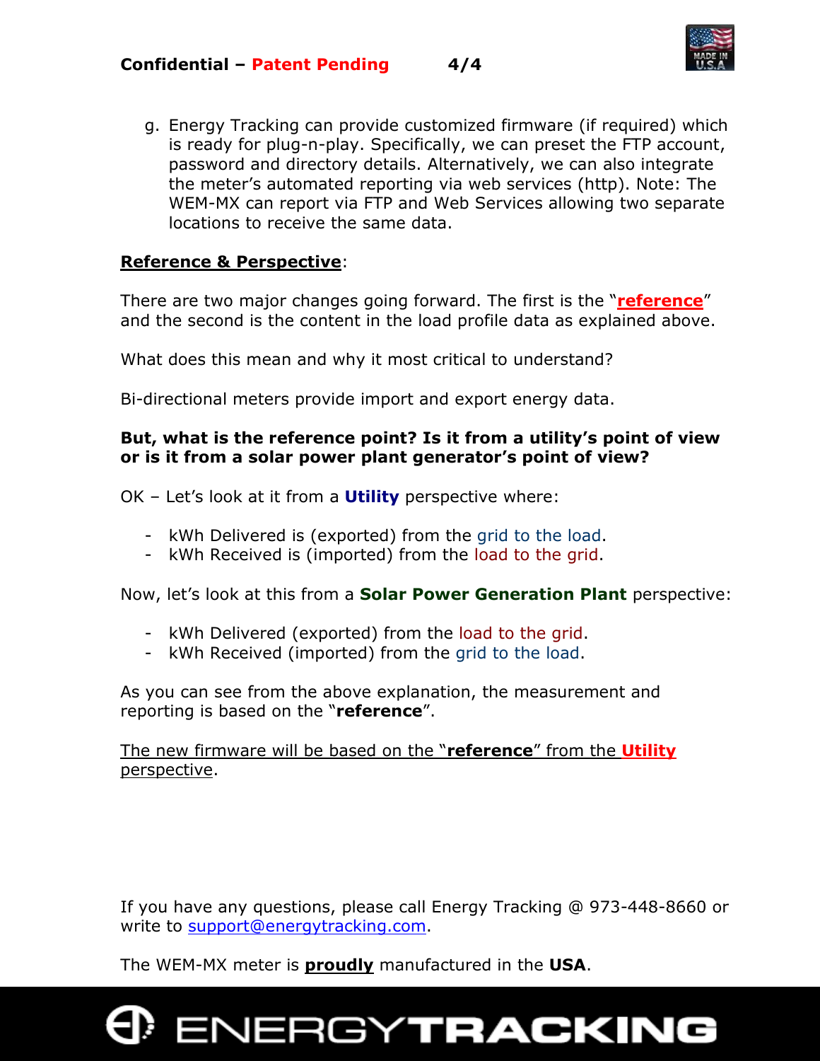g. Energy Tracking can provide customized firmware (if required) which is ready for plug-n-play. Specifically, we can preset the FTP account, password and directory details. Alternatively, we can also integrate the meter's automated reporting via web services (http). Note: The WEM-MX can report via FTP and Web Services allowing two separate locations to receive the same data.

**Reference & Perspective**:

There are two major changes going forward. The first is the "**reference**" and the second is the content in the load profile data as explained above.

What does this mean and why it most critical to understand?

Bi-directional meters provide import and export energy data.

**But, what is the reference point? Is it from a utility's point of view or is it from a solar power plant generator's point of view?**

OK – Let's look at it from a **Utility** perspective where:

- kWh Delivered is (exported) from the grid to the load.
- kWh Received is (imported) from the load to the grid.

Now, let's look at this from a **Solar Power Generation Plant** perspective:

- kWh Delivered (exported) from the load to the grid.
- kWh Received (imported) from the grid to the load.

As you can see from the above explanation, the measurement and reporting is based on the "**reference**".

The new firmware will be based on the "**reference**" from the **Utility** perspective.

If you have any questions, please call Energy Tracking @ 973-448-8660 or write to support@energytracking.com.

The WEM-MX meter is **proudly** manufactured in the **USA**.